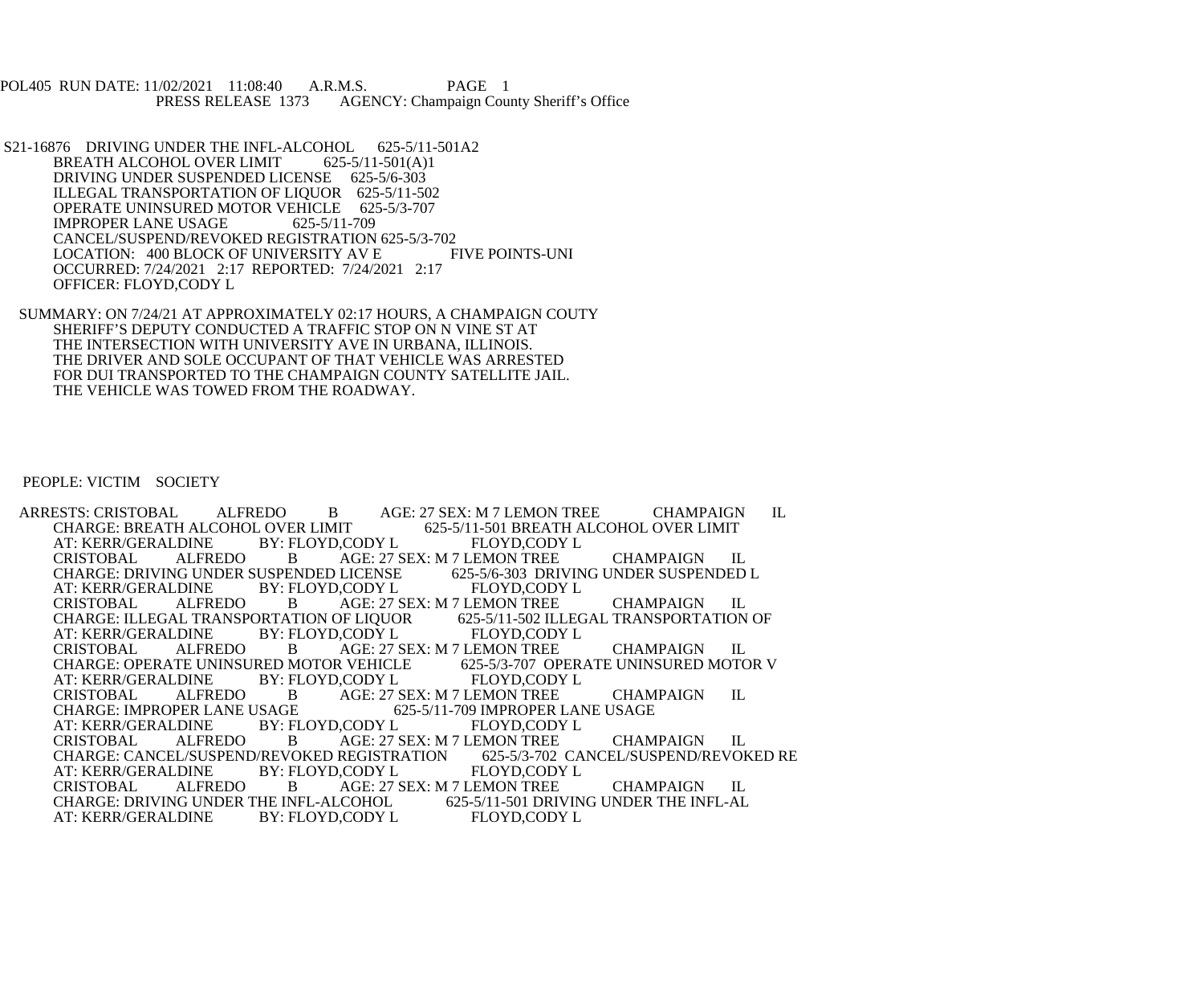POL405 RUN DATE: 11/02/2021 11:08:40 A.R.M.S. PAGE 1
PRESS RELEASE 1373 AGENCY: Champaign County Sheriff's Office

S21-16876 DRIVING UNDER THE INFL-ALCOHOL 625-5/11-501A2
BREATH ALCOHOL OVER LIMIT 625-5/11-501(A)1
DRIVING UNDER SUSPENDED LICENSE 625-5/6-303
ILLEGAL TRANSPORTATION OF LIQUOR 625-5/11-502
OPERATE UNINSURED MOTOR VEHICLE 625-5/3-707
IMPROPER LANE USAGE 625-5/11-709
CANCEL/SUSPEND/REVOKED REGISTRATION 625-5/3-702
LOCATION: 400 BLOCK OF UNIVERSITY AV E FIVE POINTS-UNI
OCCURRED: 7/24/2021 2:17 REPORTED: 7/24/2021 2:17
OFFICER: FLOYD,CODY L

SUMMARY: ON 7/24/21 AT APPROXIMATELY 02:17 HOURS, A CHAMPAIGN COUTY SHERIFF'S DEPUTY CONDUCTED A TRAFFIC STOP ON N VINE ST AT THE INTERSECTION WITH UNIVERSITY AVE IN URBANA, ILLINOIS. THE DRIVER AND SOLE OCCUPANT OF THAT VEHICLE WAS ARRESTED FOR DUI TRANSPORTED TO THE CHAMPAIGN COUNTY SATELLITE JAIL. THE VEHICLE WAS TOWED FROM THE ROADWAY.

PEOPLE: VICTIM SOCIETY

ARRESTS: CRISTOBAL ALFREDO B AGE: 27 SEX: M 7 LEMON TREE CHAMPAIGN IL
CHARGE: BREATH ALCOHOL OVER LIMIT 625-5/11-501 BREATH ALCOHOL OVER LIMIT
AT: KERR/GERALDINE BY: FLOYD,CODY L FLOYD,CODY L
CRISTOBAL ALFREDO B AGE: 27 SEX: M 7 LEMON TREE CHAMPAIGN IL
CHARGE: DRIVING UNDER SUSPENDED LICENSE 625-5/6-303 DRIVING UNDER SUSPENDED L
AT: KERR/GERALDINE BY: FLOYD,CODY L FLOYD,CODY L
CRISTOBAL ALFREDO B AGE: 27 SEX: M 7 LEMON TREE CHAMPAIGN IL
CHARGE: ILLEGAL TRANSPORTATION OF LIQUOR 625-5/11-502 ILLEGAL TRANSPORTATION OF
AT: KERR/GERALDINE BY: FLOYD,CODY L FLOYD,CODY L
CRISTOBAL ALFREDO B AGE: 27 SEX: M 7 LEMON TREE CHAMPAIGN IL
CHARGE: OPERATE UNINSURED MOTOR VEHICLE 625-5/3-707 OPERATE UNINSURED MOTOR V
AT: KERR/GERALDINE BY: FLOYD,CODY L FLOYD,CODY L
CRISTOBAL ALFREDO B AGE: 27 SEX: M 7 LEMON TREE CHAMPAIGN IL
CHARGE: IMPROPER LANE USAGE 625-5/11-709 IMPROPER LANE USAGE
AT: KERR/GERALDINE BY: FLOYD,CODY L FLOYD,CODY L
CRISTOBAL ALFREDO B AGE: 27 SEX: M 7 LEMON TREE CHAMPAIGN IL
CHARGE: CANCEL/SUSPEND/REVOKED REGISTRATION 625-5/3-702 CANCEL/SUSPEND/REVOKED RE
AT: KERR/GERALDINE BY: FLOYD,CODY L FLOYD,CODY L
CRISTOBAL ALFREDO B AGE: 27 SEX: M 7 LEMON TREE CHAMPAIGN IL
CHARGE: DRIVING UNDER THE INFL-ALCOHOL 625-5/11-501 DRIVING UNDER THE INFL-AL
AT: KERR/GERALDINE BY: FLOYD,CODY L FLOYD,CODY L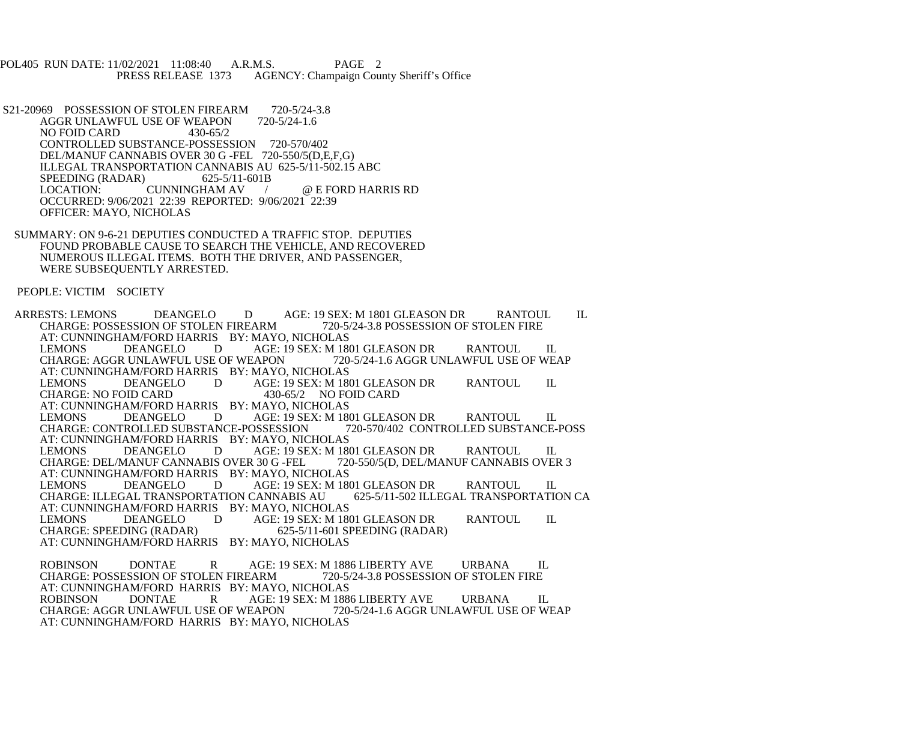POL405 RUN DATE: 11/02/2021 11:08:40 A.R.M.S. PAGE 2
PRESS RELEASE 1373 AGENCY: Champaign County Sheriff's Office

S21-20969 POSSESSION OF STOLEN FIREARM 720-5/24-3.8
AGGR UNLAWFUL USE OF WEAPON 720-5/24-1.6
NO FOID CARD 430-65/2
CONTROLLED SUBSTANCE-POSSESSION 720-570/402
DEL/MANUF CANNABIS OVER 30 G -FEL 720-550/5(D,E,F,G)
ILLEGAL TRANSPORTATION CANNABIS AU 625-5/11-502.15 ABC
SPEEDING (RADAR) 625-5/11-601B
LOCATION: CUNNINGHAM AV / @ E FORD HARRIS RD
OCCURRED: 9/06/2021 22:39 REPORTED: 9/06/2021 22:39
OFFICER: MAYO, NICHOLAS

SUMMARY: ON 9-6-21 DEPUTIES CONDUCTED A TRAFFIC STOP. DEPUTIES FOUND PROBABLE CAUSE TO SEARCH THE VEHICLE, AND RECOVERED NUMEROUS ILLEGAL ITEMS. BOTH THE DRIVER, AND PASSENGER, WERE SUBSEQUENTLY ARRESTED.

PEOPLE: VICTIM SOCIETY

ARRESTS: LEMONS DEANGELO D AGE: 19 SEX: M 1801 GLEASON DR RANTOUL IL
CHARGE: POSSESSION OF STOLEN FIREARM 720-5/24-3.8 POSSESSION OF STOLEN FIRE
AT: CUNNINGHAM/FORD HARRIS BY: MAYO, NICHOLAS
LEMONS DEANGELO D AGE: 19 SEX: M 1801 GLEASON DR RANTOUL IL
CHARGE: AGGR UNLAWFUL USE OF WEAPON 720-5/24-1.6 AGGR UNLAWFUL USE OF WEAP
AT: CUNNINGHAM/FORD HARRIS BY: MAYO, NICHOLAS
LEMONS DEANGELO D AGE: 19 SEX: M 1801 GLEASON DR RANTOUL IL
CHARGE: NO FOID CARD 430-65/2 NO FOID CARD
AT: CUNNINGHAM/FORD HARRIS BY: MAYO, NICHOLAS
LEMONS DEANGELO D AGE: 19 SEX: M 1801 GLEASON DR RANTOUL IL
CHARGE: CONTROLLED SUBSTANCE-POSSESSION 720-570/402 CONTROLLED SUBSTANCE-POSS
AT: CUNNINGHAM/FORD HARRIS BY: MAYO, NICHOLAS
LEMONS DEANGELO D AGE: 19 SEX: M 1801 GLEASON DR RANTOUL IL
CHARGE: DEL/MANUF CANNABIS OVER 30 G -FEL 720-550/5(D, DEL/MANUF CANNABIS OVER 3
AT: CUNNINGHAM/FORD HARRIS BY: MAYO, NICHOLAS
LEMONS DEANGELO D AGE: 19 SEX: M 1801 GLEASON DR RANTOUL IL
CHARGE: ILLEGAL TRANSPORTATION CANNABIS AU 625-5/11-502 ILLEGAL TRANSPORTATION CA
AT: CUNNINGHAM/FORD HARRIS BY: MAYO, NICHOLAS
LEMONS DEANGELO D AGE: 19 SEX: M 1801 GLEASON DR RANTOUL IL
CHARGE: SPEEDING (RADAR) 625-5/11-601 SPEEDING (RADAR)
AT: CUNNINGHAM/FORD HARRIS BY: MAYO, NICHOLAS

ROBINSON DONTAE R AGE: 19 SEX: M 1886 LIBERTY AVE URBANA IL
CHARGE: POSSESSION OF STOLEN FIREARM 720-5/24-3.8 POSSESSION OF STOLEN FIRE
AT: CUNNINGHAM/FORD HARRIS BY: MAYO, NICHOLAS
ROBINSON DONTAE R AGE: 19 SEX: M 1886 LIBERTY AVE URBANA IL
CHARGE: AGGR UNLAWFUL USE OF WEAPON 720-5/24-1.6 AGGR UNLAWFUL USE OF WEAP
AT: CUNNINGHAM/FORD HARRIS BY: MAYO, NICHOLAS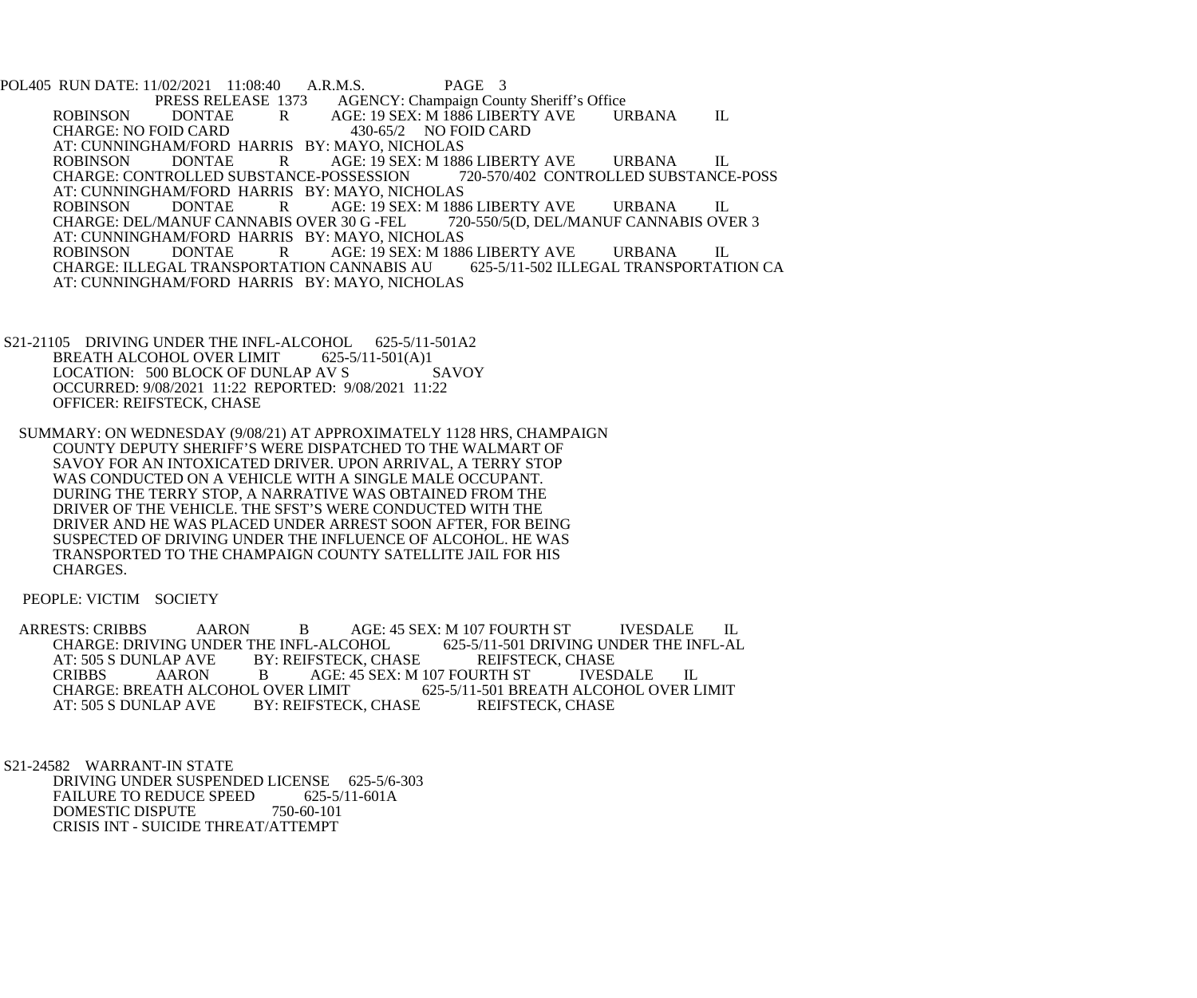POL405 RUN DATE: 11/02/2021 11:08:40 A.R.M.S. PAGE 3
PRESS RELEASE 1373 AGENCY: Champaign County Sheriff's Office

ROBINSON DONTAE R AGE: 19 SEX: M 1886 LIBERTY AVE URBANA IL
CHARGE: NO FOID CARD 430-65/2 NO FOID CARD
AT: CUNNINGHAM/FORD HARRIS BY: MAYO, NICHOLAS
ROBINSON DONTAE R AGE: 19 SEX: M 1886 LIBERTY AVE URBANA IL
CHARGE: CONTROLLED SUBSTANCE-POSSESSION 720-570/402 CONTROLLED SUBSTANCE-POSS
AT: CUNNINGHAM/FORD HARRIS BY: MAYO, NICHOLAS
ROBINSON DONTAE R AGE: 19 SEX: M 1886 LIBERTY AVE URBANA IL
CHARGE: DEL/MANUF CANNABIS OVER 30 G -FEL 720-550/5(D, DEL/MANUF CANNABIS OVER 3
AT: CUNNINGHAM/FORD HARRIS BY: MAYO, NICHOLAS
ROBINSON DONTAE R AGE: 19 SEX: M 1886 LIBERTY AVE URBANA IL
CHARGE: ILLEGAL TRANSPORTATION CANNABIS AU 625-5/11-502 ILLEGAL TRANSPORTATION CA
AT: CUNNINGHAM/FORD HARRIS BY: MAYO, NICHOLAS

S21-21105 DRIVING UNDER THE INFL-ALCOHOL 625-5/11-501A2
BREATH ALCOHOL OVER LIMIT 625-5/11-501(A)1
LOCATION: 500 BLOCK OF DUNLAP AV S SAVOY
OCCURRED: 9/08/2021 11:22 REPORTED: 9/08/2021 11:22
OFFICER: REIFSTECK, CHASE

SUMMARY: ON WEDNESDAY (9/08/21) AT APPROXIMATELY 1128 HRS, CHAMPAIGN COUNTY DEPUTY SHERIFF'S WERE DISPATCHED TO THE WALMART OF SAVOY FOR AN INTOXICATED DRIVER. UPON ARRIVAL, A TERRY STOP WAS CONDUCTED ON A VEHICLE WITH A SINGLE MALE OCCUPANT. DURING THE TERRY STOP, A NARRATIVE WAS OBTAINED FROM THE DRIVER OF THE VEHICLE. THE SFST'S WERE CONDUCTED WITH THE DRIVER AND HE WAS PLACED UNDER ARREST SOON AFTER, FOR BEING SUSPECTED OF DRIVING UNDER THE INFLUENCE OF ALCOHOL. HE WAS TRANSPORTED TO THE CHAMPAIGN COUNTY SATELLITE JAIL FOR HIS CHARGES.

PEOPLE: VICTIM SOCIETY

ARRESTS: CRIBBS AARON B AGE: 45 SEX: M 107 FOURTH ST IVESDALE IL
CHARGE: DRIVING UNDER THE INFL-ALCOHOL 625-5/11-501 DRIVING UNDER THE INFL-AL
AT: 505 S DUNLAP AVE BY: REIFSTECK, CHASE REIFSTECK, CHASE
CRIBBS AARON B AGE: 45 SEX: M 107 FOURTH ST IVESDALE IL
CHARGE: BREATH ALCOHOL OVER LIMIT 625-5/11-501 BREATH ALCOHOL OVER LIMIT
AT: 505 S DUNLAP AVE BY: REIFSTECK, CHASE REIFSTECK, CHASE

S21-24582 WARRANT-IN STATE
DRIVING UNDER SUSPENDED LICENSE 625-5/6-303
FAILURE TO REDUCE SPEED 625-5/11-601A
DOMESTIC DISPUTE 750-60-101
CRISIS INT - SUICIDE THREAT/ATTEMPT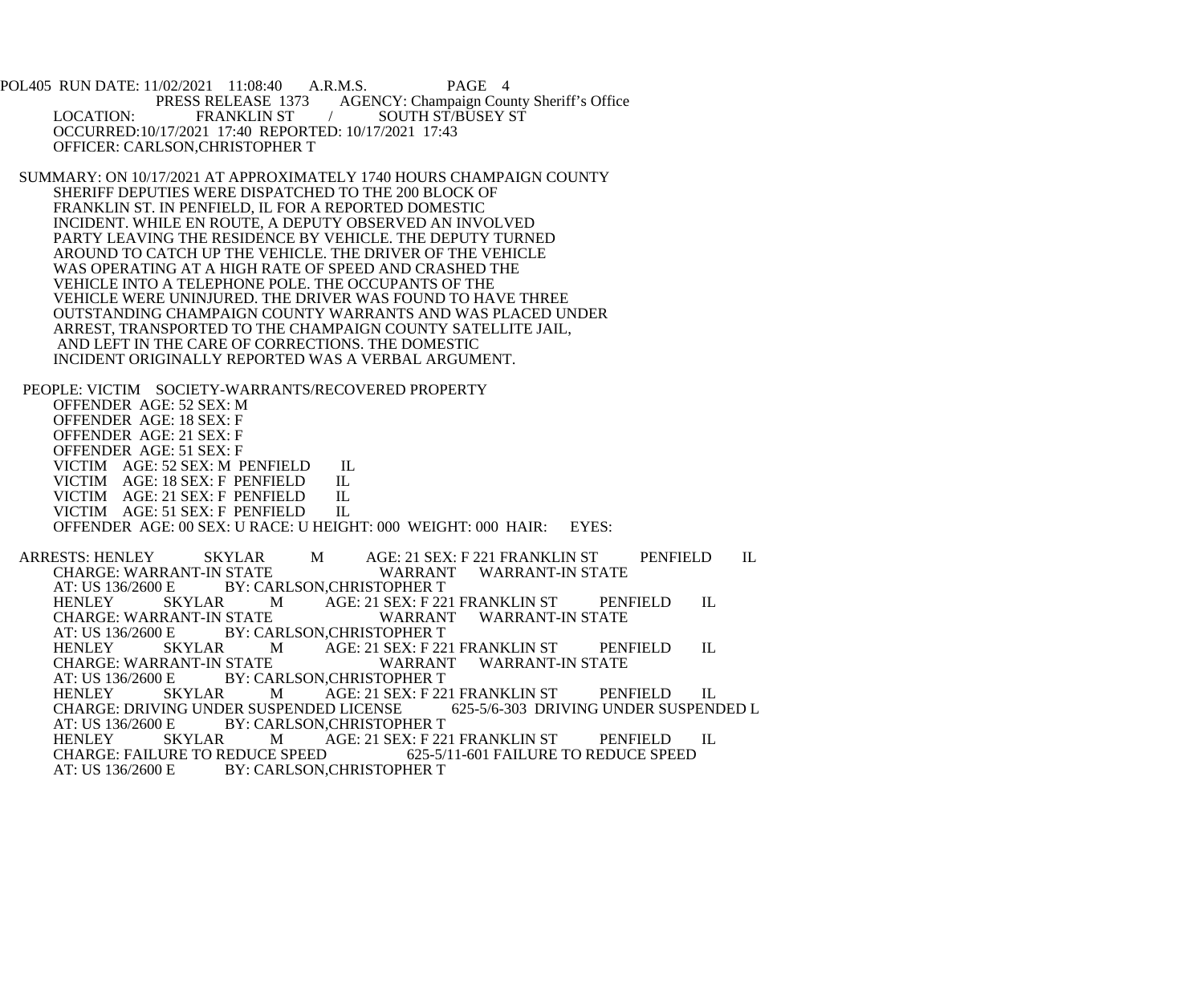POL405 RUN DATE: 11/02/2021 11:08:40 A.R.M.S. PAGE 4

PRESS RELEASE 1373 AGENCY: Champaign County Sheriff's Office

LOCATION: FRANKLIN ST / SOUTH ST/BUSEY ST

OCCURRED:10/17/2021 17:40 REPORTED: 10/17/2021 17:43

OFFICER: CARLSON,CHRISTOPHER T

SUMMARY: ON 10/17/2021 AT APPROXIMATELY 1740 HOURS CHAMPAIGN COUNTY SHERIFF DEPUTIES WERE DISPATCHED TO THE 200 BLOCK OF FRANKLIN ST. IN PENFIELD, IL FOR A REPORTED DOMESTIC INCIDENT. WHILE EN ROUTE, A DEPUTY OBSERVED AN INVOLVED PARTY LEAVING THE RESIDENCE BY VEHICLE. THE DEPUTY TURNED AROUND TO CATCH UP THE VEHICLE. THE DRIVER OF THE VEHICLE WAS OPERATING AT A HIGH RATE OF SPEED AND CRASHED THE VEHICLE INTO A TELEPHONE POLE. THE OCCUPANTS OF THE VEHICLE WERE UNINJURED. THE DRIVER WAS FOUND TO HAVE THREE OUTSTANDING CHAMPAIGN COUNTY WARRANTS AND WAS PLACED UNDER ARREST, TRANSPORTED TO THE CHAMPAIGN COUNTY SATELLITE JAIL, AND LEFT IN THE CARE OF CORRECTIONS. THE DOMESTIC INCIDENT ORIGINALLY REPORTED WAS A VERBAL ARGUMENT.

PEOPLE: VICTIM SOCIETY-WARRANTS/RECOVERED PROPERTY
OFFENDER AGE: 52 SEX: M
OFFENDER AGE: 18 SEX: F
OFFENDER AGE: 21 SEX: F
OFFENDER AGE: 51 SEX: F
VICTIM AGE: 52 SEX: M PENFIELD IL
VICTIM AGE: 18 SEX: F PENFIELD IL
VICTIM AGE: 21 SEX: F PENFIELD IL
VICTIM AGE: 51 SEX: F PENFIELD IL
OFFENDER AGE: 00 SEX: U RACE: U HEIGHT: 000 WEIGHT: 000 HAIR: EYES:

ARRESTS: HENLEY SKYLAR M AGE: 21 SEX: F 221 FRANKLIN ST PENFIELD IL
CHARGE: WARRANT-IN STATE WARRANT WARRANT-IN STATE
AT: US 136/2600 E BY: CARLSON,CHRISTOPHER T
HENLEY SKYLAR M AGE: 21 SEX: F 221 FRANKLIN ST PENFIELD IL
CHARGE: WARRANT-IN STATE WARRANT WARRANT-IN STATE
AT: US 136/2600 E BY: CARLSON,CHRISTOPHER T
HENLEY SKYLAR M AGE: 21 SEX: F 221 FRANKLIN ST PENFIELD IL
CHARGE: WARRANT-IN STATE WARRANT WARRANT-IN STATE
AT: US 136/2600 E BY: CARLSON,CHRISTOPHER T
HENLEY SKYLAR M AGE: 21 SEX: F 221 FRANKLIN ST PENFIELD IL
CHARGE: DRIVING UNDER SUSPENDED LICENSE 625-5/6-303 DRIVING UNDER SUSPENDED L
AT: US 136/2600 E BY: CARLSON,CHRISTOPHER T
HENLEY SKYLAR M AGE: 21 SEX: F 221 FRANKLIN ST PENFIELD IL
CHARGE: FAILURE TO REDUCE SPEED 625-5/11-601 FAILURE TO REDUCE SPEED
AT: US 136/2600 E BY: CARLSON,CHRISTOPHER T